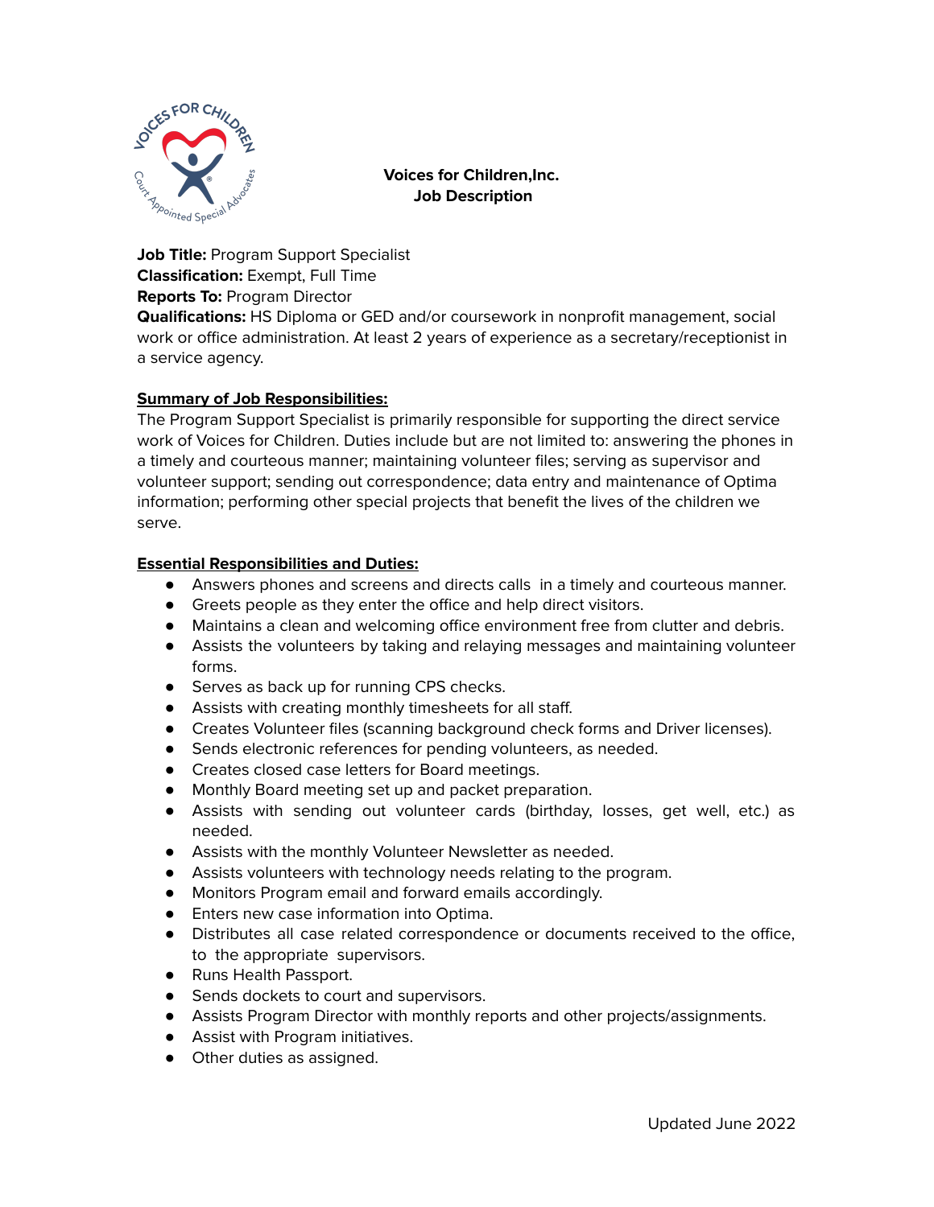**Voices for Children,Inc.**
**Job Description**

**Job Title:** Program Support Specialist
**Classification:** Exempt, Full Time
**Reports To:** Program Director
**Qualifications:** HS Diploma or GED and/or coursework in nonprofit management, social work or office administration. At least 2 years of experience as a secretary/receptionist in a service agency.

**Summary of Job Responsibilities:**

The Program Support Specialist is primarily responsible for supporting the direct service work of Voices for Children. Duties include but are not limited to: answering the phones in a timely and courteous manner; maintaining volunteer files; serving as supervisor and volunteer support; sending out correspondence; data entry and maintenance of Optima information; performing other special projects that benefit the lives of the children we serve.

**Essential Responsibilities and Duties:**

- Answers phones and screens and directs calls in a timely and courteous manner.
- Greets people as they enter the office and help direct visitors.
- Maintains a clean and welcoming office environment free from clutter and debris.
- Assists the volunteers by taking and relaying messages and maintaining volunteer forms.
- Serves as back up for running CPS checks.
- Assists with creating monthly timesheets for all staff.
- Creates Volunteer files (scanning background check forms and Driver licenses).
- Sends electronic references for pending volunteers, as needed.
- Creates closed case letters for Board meetings.
- Monthly Board meeting set up and packet preparation.
- Assists with sending out volunteer cards (birthday, losses, get well, etc.) as needed.
- Assists with the monthly Volunteer Newsletter as needed.
- Assists volunteers with technology needs relating to the program.
- Monitors Program email and forward emails accordingly.
- Enters new case information into Optima.
- Distributes all case related correspondence or documents received to the office, to the appropriate supervisors.
- Runs Health Passport.
- Sends dockets to court and supervisors.
- Assists Program Director with monthly reports and other projects/assignments.
- Assist with Program initiatives.
- Other duties as assigned.

Updated June 2022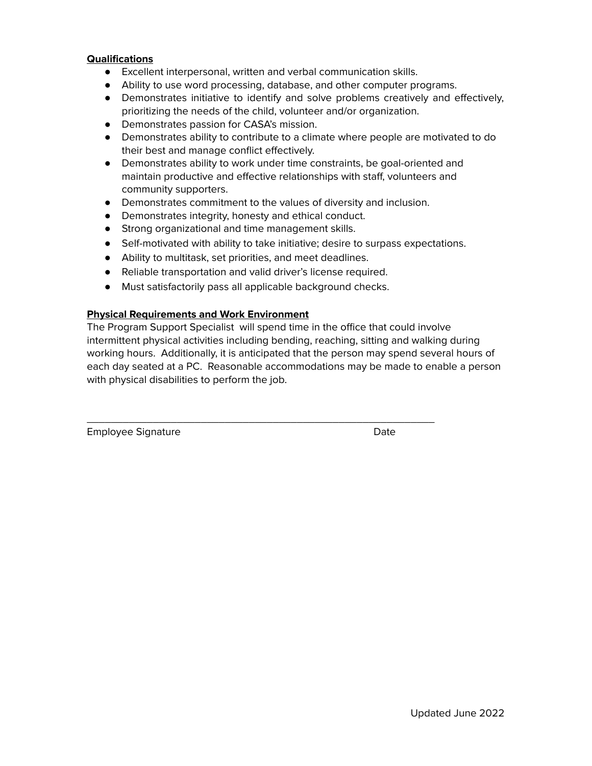**Qualifications**

- Excellent interpersonal, written and verbal communication skills.
- Ability to use word processing, database, and other computer programs.
- Demonstrates initiative to identify and solve problems creatively and effectively, prioritizing the needs of the child, volunteer and/or organization.
- Demonstrates passion for CASA's mission.
- Demonstrates ability to contribute to a climate where people are motivated to do their best and manage conflict effectively.
- Demonstrates ability to work under time constraints, be goal-oriented and maintain productive and effective relationships with staff, volunteers and community supporters.
- Demonstrates commitment to the values of diversity and inclusion.
- Demonstrates integrity, honesty and ethical conduct.
- Strong organizational and time management skills.
- Self-motivated with ability to take initiative; desire to surpass expectations.
- Ability to multitask, set priorities, and meet deadlines.
- Reliable transportation and valid driver's license required.
- Must satisfactorily pass all applicable background checks.

**Physical Requirements and Work Environment**

The Program Support Specialist will spend time in the office that could involve intermittent physical activities including bending, reaching, sitting and walking during working hours. Additionally, it is anticipated that the person may spend several hours of each day seated at a PC. Reasonable accommodations may be made to enable a person with physical disabilities to perform the job.

_______________________________________________________________

Employee Signature Date

Updated June 2022